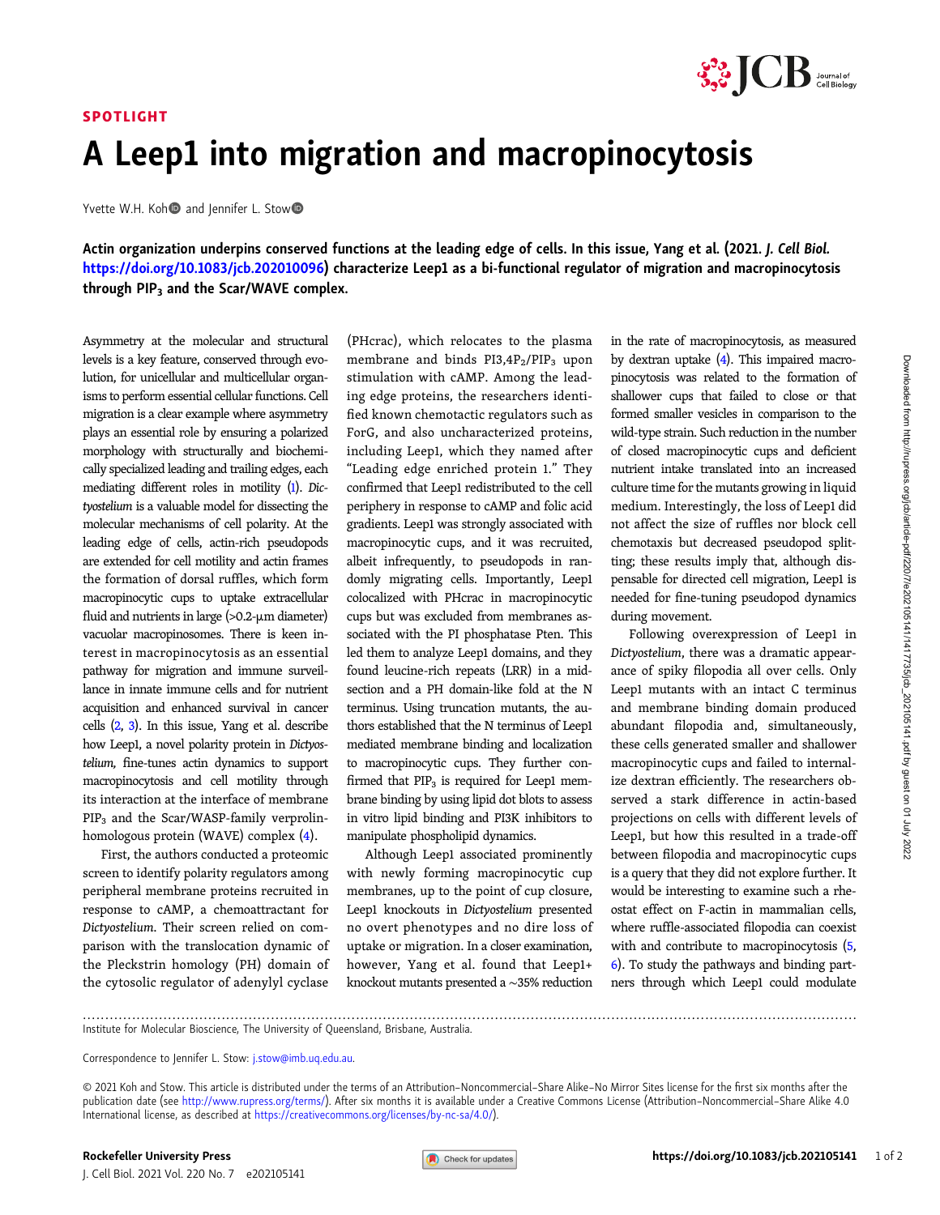SPOTLIGHT

# A Leep1 into migration and macropinocytosis

Yvette W.H. Koh and Jennifer L. Stow

**Actin organization underpins conserved functions at the leading edge of cells. In this issue, Yang et al. (2021. *J. Cell Biol.* https://doi.org/10.1083/jcb.202010096) characterize Leep1 as a bi-functional regulator of migration and macropinocytosis through $PIP_3$ and the Scar/WAVE complex.**

Asymmetry at the molecular and structural levels is a key feature, conserved through evolution, for unicellular and multicellular organisms to perform essential cellular functions. Cell migration is a clear example where asymmetry plays an essential role by ensuring a polarized morphology with structurally and biochemically specialized leading and trailing edges, each mediating different roles in motility (1). *Dictyostelium* is a valuable model for dissecting the molecular mechanisms of cell polarity. At the leading edge of cells, actin-rich pseudopods are extended for cell motility and actin frames the formation of dorsal ruffles, which form macropinocytic cups to uptake extracellular fluid and nutrients in large (>0.2-µm diameter) vacuolar macropinosomes. There is keen interest in macropinocytosis as an essential pathway for migration and immune surveillance in innate immune cells and for nutrient acquisition and enhanced survival in cancer cells (2, 3). In this issue, Yang et al. describe how Leep1, a novel polarity protein in *Dictyostelium,* fine-tunes actin dynamics to support macropinocytosis and cell motility through its interaction at the interface of membrane $PIP_3$ and the Scar/WASP-family verprolin-homologous protein (WAVE) complex (4).

First, the authors conducted a proteomic screen to identify polarity regulators among peripheral membrane proteins recruited in response to cAMP, a chemoattractant for *Dictyostelium*. Their screen relied on comparison with the translocation dynamic of the Pleckstrin homology (PH) domain of the cytosolic regulator of adenylyl cyclase (PHcrac), which relocates to the plasma membrane and binds $PI3,4P_2/PIP_3$ upon stimulation with cAMP. Among the leading edge proteins, the researchers identified known chemotactic regulators such as ForG, and also uncharacterized proteins, including Leep1, which they named after "Leading edge enriched protein 1." They confirmed that Leep1 redistributed to the cell periphery in response to cAMP and folic acid gradients. Leep1 was strongly associated with macropinocytic cups, and it was recruited, albeit infrequently, to pseudopods in randomly migrating cells. Importantly, Leep1 colocalized with PHcrac in macropinocytic cups but was excluded from membranes associated with the PI phosphatase Pten. This led them to analyze Leep1 domains, and they found leucine-rich repeats (LRR) in a mid-section and a PH domain-like fold at the N terminus. Using truncation mutants, the authors established that the N terminus of Leep1 mediated membrane binding and localization to macropinocytic cups. They further confirmed that $PIP_3$ is required for Leep1 membrane binding by using lipid dot blots to assess in vitro lipid binding and PI3K inhibitors to manipulate phospholipid dynamics.

Although Leep1 associated prominently with newly forming macropinocytic cup membranes, up to the point of cup closure, Leep1 knockouts in *Dictyostelium* presented no overt phenotypes and no dire loss of uptake or migration. In a closer examination, however, Yang et al. found that Leep1+ knockout mutants presented a ∼35% reduction in the rate of macropinocytosis, as measured by dextran uptake (4). This impaired macropinocytosis was related to the formation of shallower cups that failed to close or that formed smaller vesicles in comparison to the wild-type strain. Such reduction in the number of closed macropinocytic cups and deficient nutrient intake translated into an increased culture time for the mutants growing in liquid medium. Interestingly, the loss of Leep1 did not affect the size of ruffles nor block cell chemotaxis but decreased pseudopod splitting; these results imply that, although dispensable for directed cell migration, Leep1 is needed for fine-tuning pseudopod dynamics during movement.

Following overexpression of Leep1 in *Dictyostelium*, there was a dramatic appearance of spiky filopodia all over cells. Only Leep1 mutants with an intact C terminus and membrane binding domain produced abundant filopodia and, simultaneously, these cells generated smaller and shallower macropinocytic cups and failed to internalize dextran efficiently. The researchers observed a stark difference in actin-based projections on cells with different levels of Leep1, but how this resulted in a trade-off between filopodia and macropinocytic cups is a query that they did not explore further. It would be interesting to examine such a rheostat effect on F-actin in mammalian cells, where ruffle-associated filopodia can coexist with and contribute to macropinocytosis (5, 6). To study the pathways and binding partners through which Leep1 could modulate

---

Institute for Molecular Bioscience, The University of Queensland, Brisbane, Australia.

Correspondence to Jennifer L. Stow: j.stow@imb.uq.edu.au.

© 2021 Koh and Stow. This article is distributed under the terms of an Attribution–Noncommercial–Share Alike–No Mirror Sites license for the first six months after the publication date (see http://www.rupress.org/terms/). After six months it is available under a Creative Commons License (Attribution–Noncommercial–Share Alike 4.0 International license, as described at https://creativecommons.org/licenses/by-nc-sa/4.0/).

Rockefeller University Press

https://doi.org/10.1083/jcb.202105141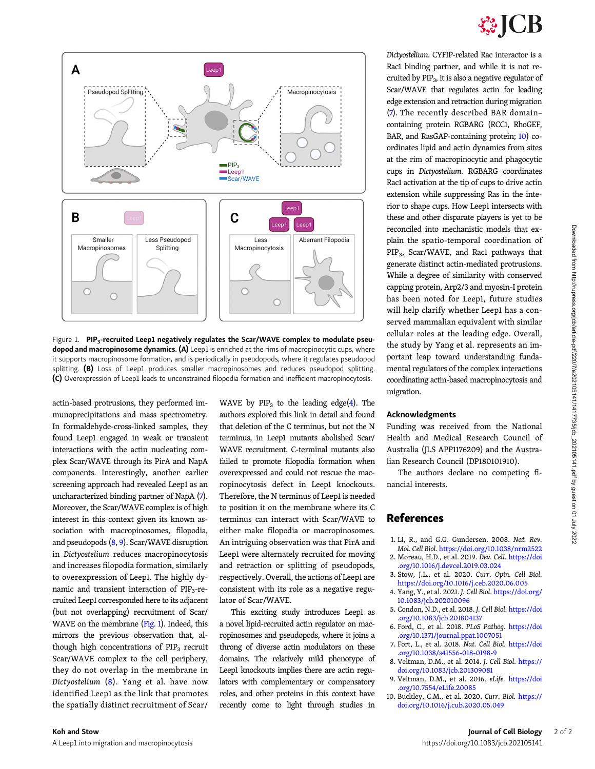A
Leep1
Pseudopod Splitting
Macropinocytosis
$PIP_3$
Leep1
Scar/WAVE

B
Leep1
Smaller Macropinosomes
Less Pseudopod Splitting

C
Leep1
Leep1
Leep1
Less Macropinocytosis
Aberrant Filopodia

Figure 1. **$PIP_3$-recruited Leep1 negatively regulates the Scar/WAVE complex to modulate pseudopod and macropinosome dynamics. (A)** Leep1 is enriched at the rims of macropinocytic cups, where it supports macropinosome formation, and is periodically in pseudopods, where it regulates pseudopod splitting. **(B)** Loss of Leep1 produces smaller macropinosomes and reduces pseudopod splitting. **(C)** Overexpression of Leep1 leads to unconstrained filopodia formation and inefficient macropinocytosis.

actin-based protrusions, they performed immunoprecipitations and mass spectrometry. In formaldehyde-cross-linked samples, they found Leep1 engaged in weak or transient interactions with the actin nucleating complex Scar/WAVE through its PirA and NapA components. Interestingly, another earlier screening approach had revealed Leep1 as an uncharacterized binding partner of NapA (7). Moreover, the Scar/WAVE complex is of high interest in this context given its known association with macropinosomes, filopodia, and pseudopods (8, 9). Scar/WAVE disruption in *Dictyostelium* reduces macropinocytosis and increases filopodia formation, similarly to overexpression of Leep1. The highly dynamic and transient interaction of $PIP_3$-recruited Leep1 corresponded here to its adjacent (but not overlapping) recruitment of Scar/WAVE on the membrane (Fig. 1). Indeed, this mirrors the previous observation that, although high concentrations of $PIP_3$ recruit Scar/WAVE complex to the cell periphery, they do not overlap in the membrane in *Dictyostelium* (8). Yang et al. have now identified Leep1 as the link that promotes the spatially distinct recruitment of Scar/WAVE by $PIP_3$ to the leading edge(4). The authors explored this link in detail and found that deletion of the C terminus, but not the N terminus, in Leep1 mutants abolished Scar/WAVE recruitment. C-terminal mutants also failed to promote filopodia formation when overexpressed and could not rescue the macropinocytosis defect in Leep1 knockouts. Therefore, the N terminus of Leep1 is needed to position it on the membrane where its C terminus can interact with Scar/WAVE to either make filopodia or macropinosomes. An intriguing observation was that PirA and Leep1 were alternately recruited for moving and retraction or splitting of pseudopods, respectively. Overall, the actions of Leep1 are consistent with its role as a negative regulator of Scar/WAVE.

This exciting study introduces Leep1 as a novel lipid-recruited actin regulator on macropinosomes and pseudopods, where it joins a throng of diverse actin modulators on these domains. The relatively mild phenotype of Leep1 knockouts implies there are actin regulators with complementary or compensatory roles, and other proteins in this context have recently come to light through studies in *Dictyostelium*. CYFIP-related Rac interactor is a Rac1 binding partner, and while it is not recruited by $PIP_3$, it is also a negative regulator of Scar/WAVE that regulates actin for leading edge extension and retraction during migration (7). The recently described BAR domain–containing protein RGBARG (RCC1, RhoGEF, BAR, and RasGAP-containing protein; 10) coordinates lipid and actin dynamics from sites at the rim of macropinocytic and phagocytic cups in *Dictyostelium*. RGBARG coordinates Rac1 activation at the tip of cups to drive actin extension while suppressing Ras in the interior to shape cups. How Leep1 intersects with these and other disparate players is yet to be reconciled into mechanistic models that explain the spatio-temporal coordination of $PIP_3$, Scar/WAVE, and Rac1 pathways that generate distinct actin-mediated protrusions. While a degree of similarity with conserved capping protein, Arp2/3 and myosin-I protein has been noted for Leep1, future studies will help clarify whether Leep1 has a conserved mammalian equivalent with similar cellular roles at the leading edge. Overall, the study by Yang et al. represents an important leap toward understanding fundamental regulators of the complex interactions coordinating actin-based macropinocytosis and migration.

## Acknowledgments

Funding was received from the National Health and Medical Research Council of Australia (JLS APP1176209) and the Australian Research Council (DP180101910).

The authors declare no competing financial interests.

## References

1. Li, R., and G.G. Gundersen. 2008. *Nat. Rev. Mol. Cell Biol.* https://doi.org/10.1038/nrm2522
2. Moreau, H.D., et al. 2019. *Dev. Cell.* https://doi.org/10.1016/j.devcel.2019.03.024
3. Stow, J.L., et al. 2020. *Curr. Opin. Cell Biol.* https://doi.org/10.1016/j.ceb.2020.06.005
4. Yang, Y., et al. 2021. *J. Cell Biol.* https://doi.org/10.1083/jcb.202010096
5. Condon, N.D., et al. 2018. *J. Cell Biol.* https://doi.org/10.1083/jcb.201804137
6. Ford, C., et al. 2018. *PLoS Pathog.* https://doi.org/10.1371/journal.ppat.1007051
7. Fort, L., et al. 2018. *Nat. Cell Biol.* https://doi.org/10.1038/s41556-018-0198-9
8. Veltman, D.M., et al. 2014. *J. Cell Biol.* https://doi.org/10.1083/jcb.201309081
9. Veltman, D.M., et al. 2016. *eLife.* https://doi.org/10.7554/eLife.20085
10. Buckley, C.M., et al. 2020. *Curr. Biol.* https://doi.org/10.1016/j.cub.2020.05.049